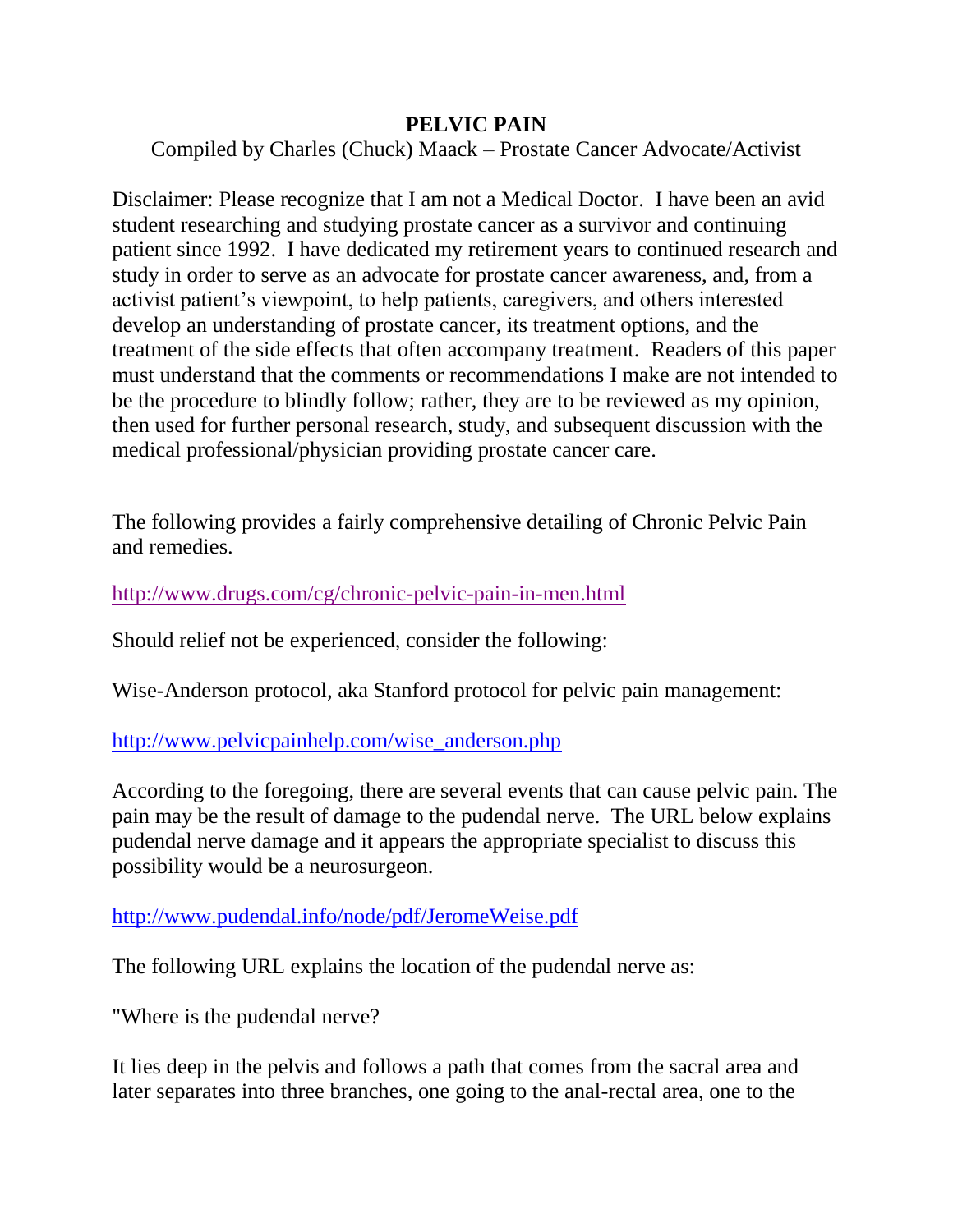# PELVIC PAIN

Compiled by Charles (Chuck) Maack – Prostate Cancer Advocate/Activist

Disclaimer: Please recognize that I am not a Medical Doctor. I have been an avid student researching and studying prostate cancer as a survivor and continuing patient since 1992. I have dedicated my retirement years to continued research and study in order to serve as an advocate for prostate cancer awareness, and, from a activist patient's viewpoint, to help patients, caregivers, and others interested develop an understanding of prostate cancer, its treatment options, and the treatment of the side effects that often accompany treatment. Readers of this paper must understand that the comments or recommendations I make are not intended to be the procedure to blindly follow; rather, they are to be reviewed as my opinion, then used for further personal research, study, and subsequent discussion with the medical professional/physician providing prostate cancer care.

The following provides a fairly comprehensive detailing of Chronic Pelvic Pain and remedies.

http://www.drugs.com/cg/chronic-pelvic-pain-in-men.html

Should relief not be experienced, consider the following:

Wise-Anderson protocol, aka Stanford protocol for pelvic pain management:

http://www.pelvicpainhelp.com/wise_anderson.php

According to the foregoing, there are several events that can cause pelvic pain. The pain may be the result of damage to the pudendal nerve. The URL below explains pudendal nerve damage and it appears the appropriate specialist to discuss this possibility would be a neurosurgeon.

http://www.pudendal.info/node/pdf/JeromeWeise.pdf

The following URL explains the location of the pudendal nerve as:

"Where is the pudendal nerve?

It lies deep in the pelvis and follows a path that comes from the sacral area and later separates into three branches, one going to the anal-rectal area, one to the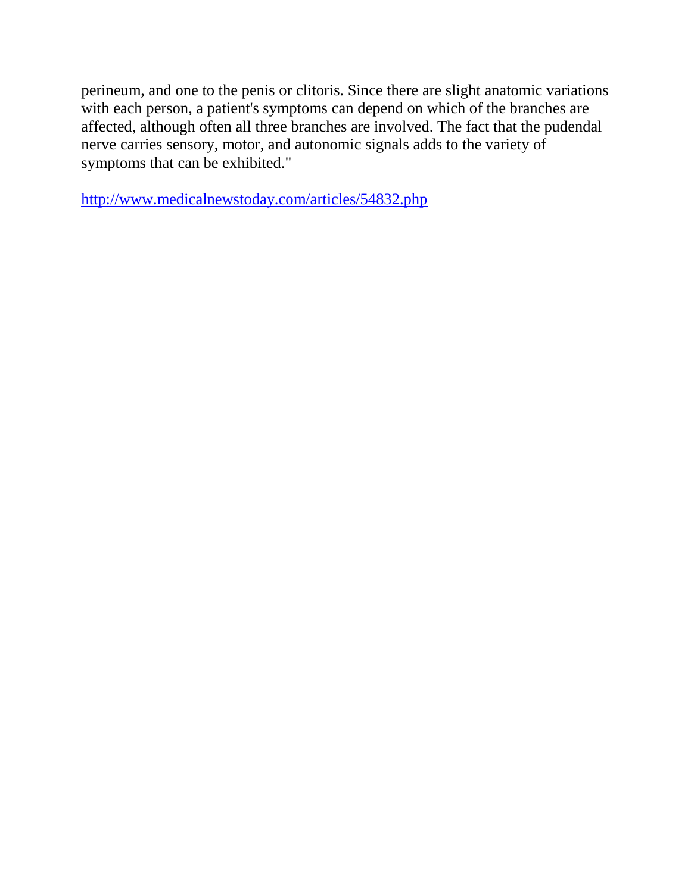perineum, and one to the penis or clitoris. Since there are slight anatomic variations with each person, a patient's symptoms can depend on which of the branches are affected, although often all three branches are involved. The fact that the pudendal nerve carries sensory, motor, and autonomic signals adds to the variety of symptoms that can be exhibited."

http://www.medicalnewstoday.com/articles/54832.php